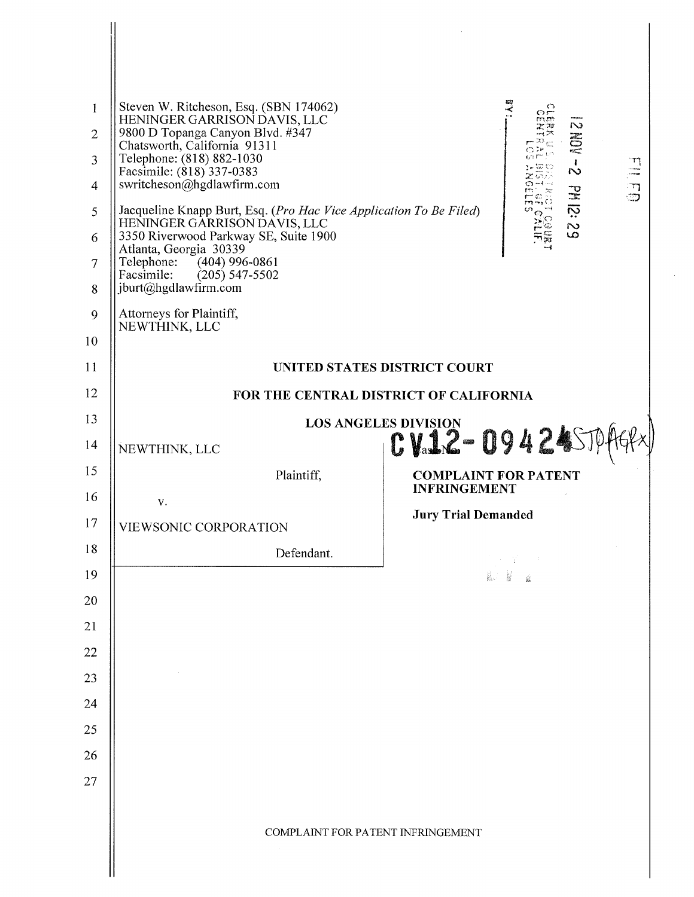Steven W. Ritcheson, Esq. (SBN 174062)
HENINGER GARRISON DAVIS, LLC
9800 D Topanga Canyon Blvd. #347
Chatsworth, California 91311
Telephone: (818) 882-1030
Facsimile: (818) 337-0383
swritcheson@hgdlawfirm.com

Jacqueline Knapp Burt, Esq. (*Pro Hac Vice Application To Be Filed*)
HENINGER GARRISON DAVIS, LLC
3350 Riverwood Parkway SE, Suite 1900
Atlanta, Georgia 30339
Telephone: (404) 996-0861
Facsimile: (205) 547-5502
jburt@hgdlawfirm.com

Attorneys for Plaintiff,
NEWTHINK, LLC

FILED
12 NOV -2 PM 12:29
CLERK U.S. DISTRICT COURT
CENTRAL DIST. OF CALIF.
LOS ANGELES
BY:

**UNITED STATES DISTRICT COURT**

**FOR THE CENTRAL DISTRICT OF CALIFORNIA**

**LOS ANGELES DIVISION**

NEWTHINK, LLC

Plaintiff,

v.

VIEWSONIC CORPORATION

Defendant.

Case No. CV12-09424 STP (AGRx)

**COMPLAINT FOR PATENT INFRINGEMENT**

**Jury Trial Demanded**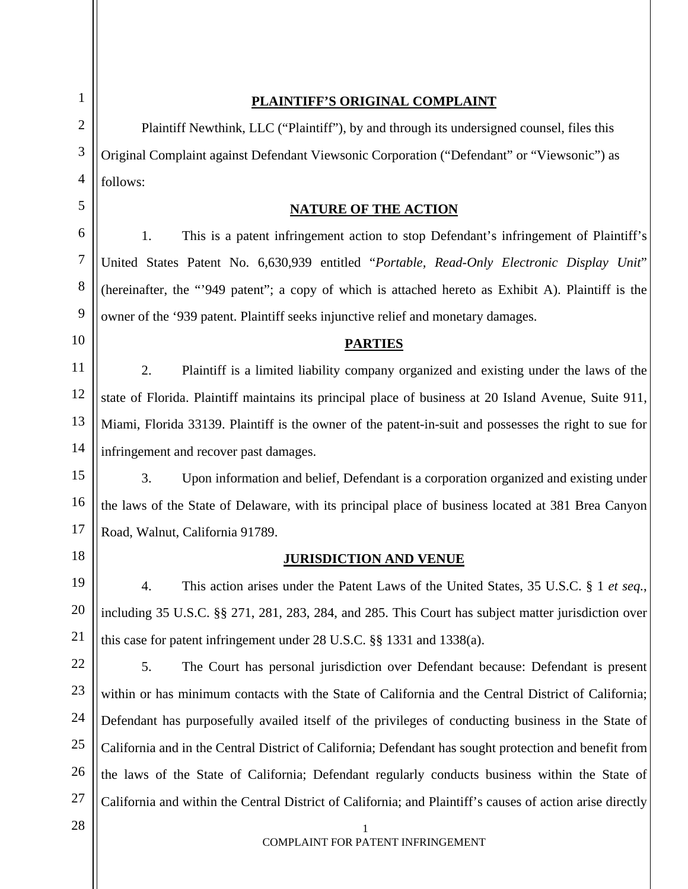## PLAINTIFF'S ORIGINAL COMPLAINT

Plaintiff Newthink, LLC ("Plaintiff"), by and through its undersigned counsel, files this Original Complaint against Defendant Viewsonic Corporation ("Defendant" or "Viewsonic") as follows:

## NATURE OF THE ACTION

1. This is a patent infringement action to stop Defendant's infringement of Plaintiff's United States Patent No. 6,630,939 entitled "*Portable, Read-Only Electronic Display Unit*" (hereinafter, the "'949 patent"; a copy of which is attached hereto as Exhibit A). Plaintiff is the owner of the '939 patent. Plaintiff seeks injunctive relief and monetary damages.

## PARTIES

2. Plaintiff is a limited liability company organized and existing under the laws of the state of Florida. Plaintiff maintains its principal place of business at 20 Island Avenue, Suite 911, Miami, Florida 33139. Plaintiff is the owner of the patent-in-suit and possesses the right to sue for infringement and recover past damages.

3. Upon information and belief, Defendant is a corporation organized and existing under the laws of the State of Delaware, with its principal place of business located at 381 Brea Canyon Road, Walnut, California 91789.

## JURISDICTION AND VENUE

4. This action arises under the Patent Laws of the United States, 35 U.S.C. § 1 *et seq.*, including 35 U.S.C. §§ 271, 281, 283, 284, and 285. This Court has subject matter jurisdiction over this case for patent infringement under 28 U.S.C. §§ 1331 and 1338(a).

5. The Court has personal jurisdiction over Defendant because: Defendant is present within or has minimum contacts with the State of California and the Central District of California; Defendant has purposefully availed itself of the privileges of conducting business in the State of California and in the Central District of California; Defendant has sought protection and benefit from the laws of the State of California; Defendant regularly conducts business within the State of California and within the Central District of California; and Plaintiff's causes of action arise directly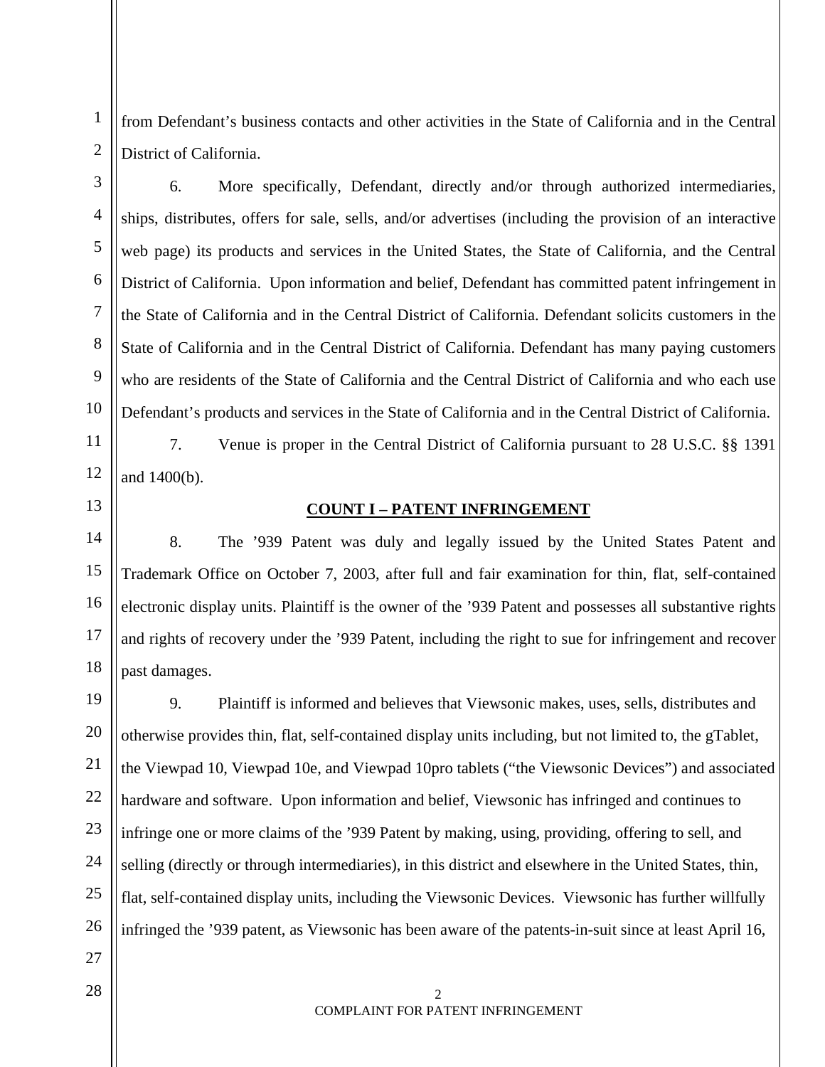from Defendant's business contacts and other activities in the State of California and in the Central District of California.

6. More specifically, Defendant, directly and/or through authorized intermediaries, ships, distributes, offers for sale, sells, and/or advertises (including the provision of an interactive web page) its products and services in the United States, the State of California, and the Central District of California. Upon information and belief, Defendant has committed patent infringement in the State of California and in the Central District of California. Defendant solicits customers in the State of California and in the Central District of California. Defendant has many paying customers who are residents of the State of California and the Central District of California and who each use Defendant's products and services in the State of California and in the Central District of California.

7. Venue is proper in the Central District of California pursuant to 28 U.S.C. §§ 1391 and 1400(b).

## COUNT I – PATENT INFRINGEMENT

8. The '939 Patent was duly and legally issued by the United States Patent and Trademark Office on October 7, 2003, after full and fair examination for thin, flat, self-contained electronic display units. Plaintiff is the owner of the '939 Patent and possesses all substantive rights and rights of recovery under the '939 Patent, including the right to sue for infringement and recover past damages.

9. Plaintiff is informed and believes that Viewsonic makes, uses, sells, distributes and otherwise provides thin, flat, self-contained display units including, but not limited to, the gTablet, the Viewpad 10, Viewpad 10e, and Viewpad 10pro tablets ("the Viewsonic Devices") and associated hardware and software. Upon information and belief, Viewsonic has infringed and continues to infringe one or more claims of the '939 Patent by making, using, providing, offering to sell, and selling (directly or through intermediaries), in this district and elsewhere in the United States, thin, flat, self-contained display units, including the Viewsonic Devices. Viewsonic has further willfully infringed the '939 patent, as Viewsonic has been aware of the patents-in-suit since at least April 16,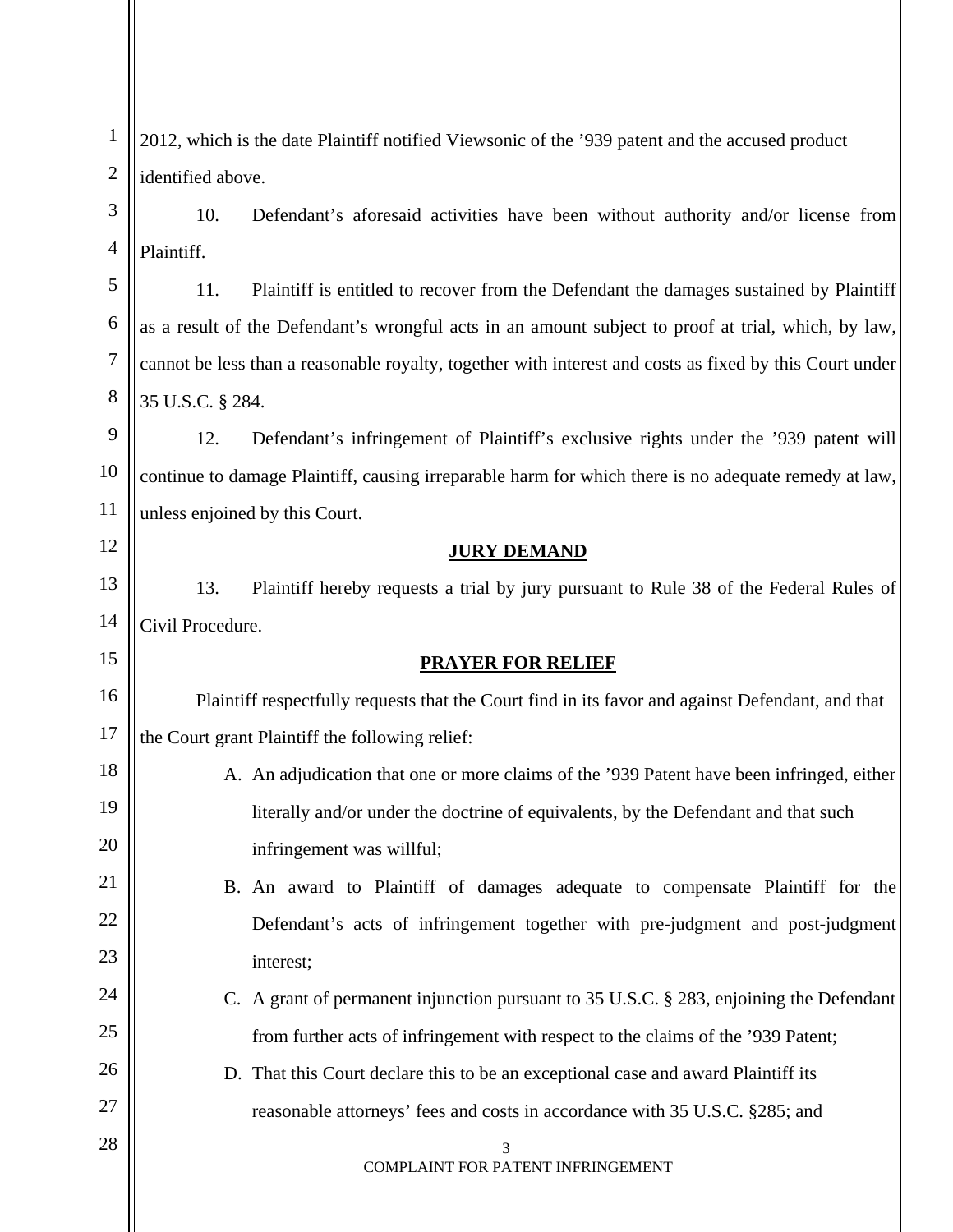2012, which is the date Plaintiff notified Viewsonic of the ’939 patent and the accused product identified above.

10. Defendant’s aforesaid activities have been without authority and/or license from Plaintiff.

11. Plaintiff is entitled to recover from the Defendant the damages sustained by Plaintiff as a result of the Defendant’s wrongful acts in an amount subject to proof at trial, which, by law, cannot be less than a reasonable royalty, together with interest and costs as fixed by this Court under 35 U.S.C. § 284.

12. Defendant’s infringement of Plaintiff’s exclusive rights under the ’939 patent will continue to damage Plaintiff, causing irreparable harm for which there is no adequate remedy at law, unless enjoined by this Court.

## **JURY DEMAND**

13. Plaintiff hereby requests a trial by jury pursuant to Rule 38 of the Federal Rules of Civil Procedure.

## **PRAYER FOR RELIEF**

Plaintiff respectfully requests that the Court find in its favor and against Defendant, and that the Court grant Plaintiff the following relief:

A. An adjudication that one or more claims of the ’939 Patent have been infringed, either literally and/or under the doctrine of equivalents, by the Defendant and that such infringement was willful;

B. An award to Plaintiff of damages adequate to compensate Plaintiff for the Defendant’s acts of infringement together with pre-judgment and post-judgment interest;

C. A grant of permanent injunction pursuant to 35 U.S.C. § 283, enjoining the Defendant from further acts of infringement with respect to the claims of the ’939 Patent;

D. That this Court declare this to be an exceptional case and award Plaintiff its reasonable attorneys’ fees and costs in accordance with 35 U.S.C. §285; and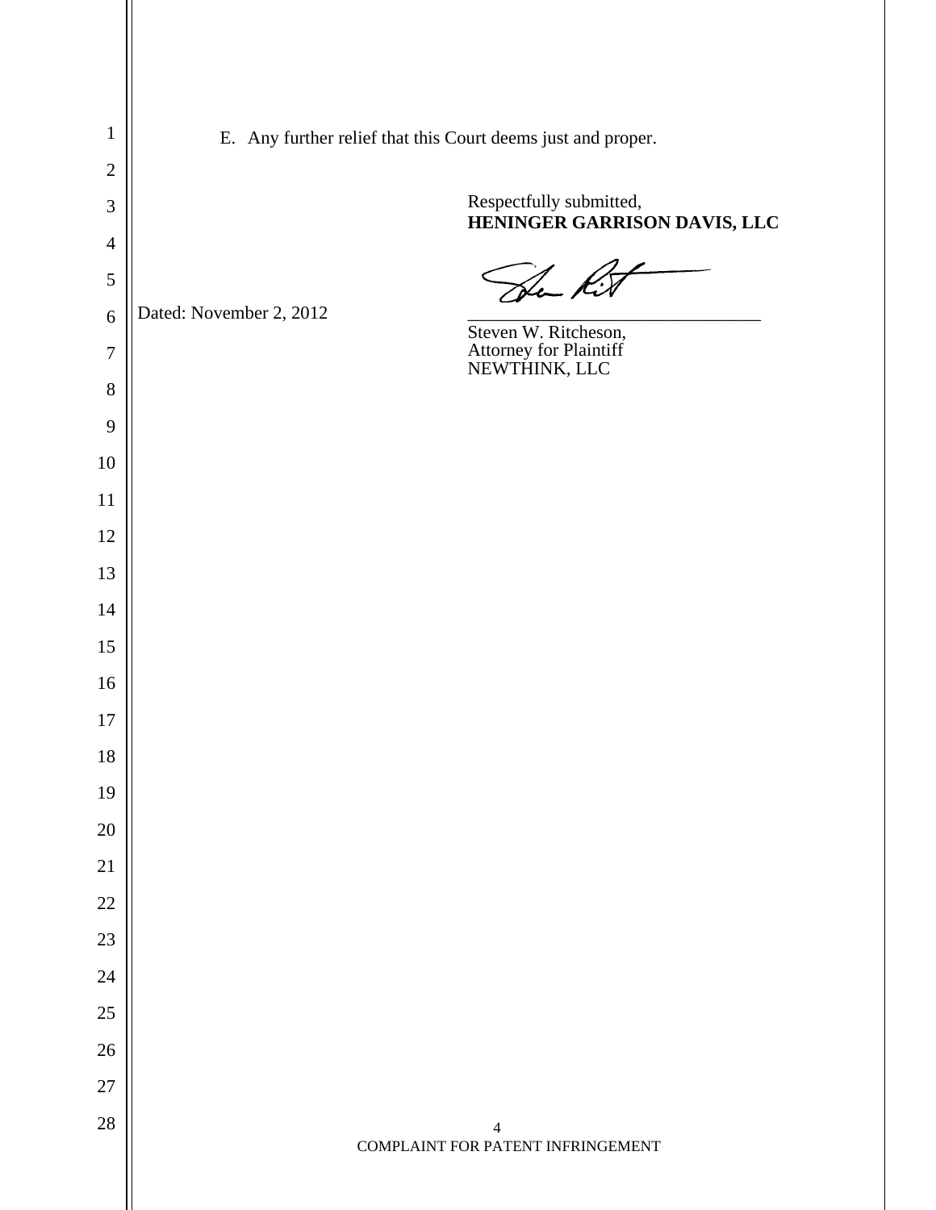E. Any further relief that this Court deems just and proper.

Respectfully submitted,
**HENINGER GARRISON DAVIS, LLC**

Dated: November 2, 2012

_______________________________
Steven W. Ritcheson,
Attorney for Plaintiff
NEWTHINK, LLC

COMPLAINT FOR PATENT INFRINGEMENT